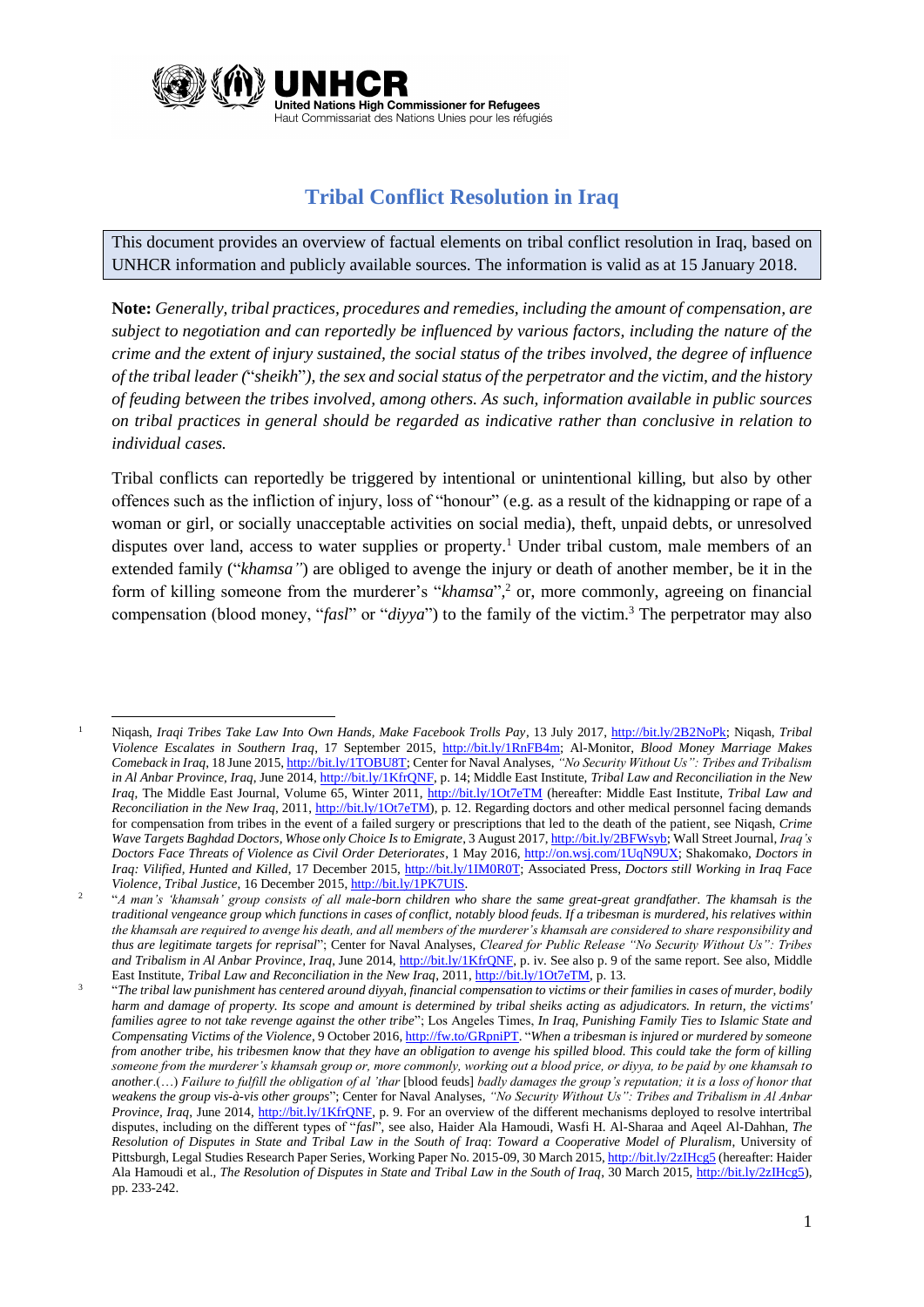# Tribal Conflict Resolution in Iraq

This document provides an overview of factual elements on tribal conflict resolution in Iraq, based on UNHCR information and publicly available sources. The information is valid as at 15 January 2018.

**Note:** *Generally, tribal practices, procedures and remedies, including the amount of compensation, are subject to negotiation and can reportedly be influenced by various factors, including the nature of the crime and the extent of injury sustained, the social status of the tribes involved, the degree of influence of the tribal leader (*"*sheikh*"*), the sex and social status of the perpetrator and the victim, and the history of feuding between the tribes involved, among others. As such, information available in public sources on tribal practices in general should be regarded as indicative rather than conclusive in relation to individual cases.*

Tribal conflicts can reportedly be triggered by intentional or unintentional killing, but also by other offences such as the infliction of injury, loss of "honour" (e.g. as a result of the kidnapping or rape of a woman or girl, or socially unacceptable activities on social media), theft, unpaid debts, or unresolved disputes over land, access to water supplies or property.[1] Under tribal custom, male members of an extended family ("*khamsa"*) are obliged to avenge the injury or death of another member, be it in the form of killing someone from the murderer's "*khamsa*",[2] or, more commonly, agreeing on financial compensation (blood money, "*fasl*" or "*diyya*") to the family of the victim.[3] The perpetrator may also

---

[1] Niqash, *Iraqi Tribes Take Law Into Own Hands, Make Facebook Trolls Pay*, 13 July 2017, http://bit.ly/2B2NoPk; Niqash, *Tribal Violence Escalates in Southern Iraq*, 17 September 2015, http://bit.ly/1RnFB4m; Al-Monitor, *Blood Money Marriage Makes Comeback in Iraq*, 18 June 2015, http://bit.ly/1TOBU8T; Center for Naval Analyses, *"No Security Without Us": Tribes and Tribalism in Al Anbar Province, Iraq*, June 2014, http://bit.ly/1KfrQNF, p. 14; Middle East Institute, *Tribal Law and Reconciliation in the New Iraq*, The Middle East Journal, Volume 65, Winter 2011, http://bit.ly/1Ot7eTM (hereafter: Middle East Institute, *Tribal Law and Reconciliation in the New Iraq*, 2011, http://bit.ly/1Ot7eTM), p. 12. Regarding doctors and other medical personnel facing demands for compensation from tribes in the event of a failed surgery or prescriptions that led to the death of the patient, see Niqash, *Crime Wave Targets Baghdad Doctors, Whose only Choice Is to Emigrate*, 3 August 2017, http://bit.ly/2BFWsyb; Wall Street Journal, *Iraq's Doctors Face Threats of Violence as Civil Order Deteriorates*, 1 May 2016, http://on.wsj.com/1UqN9UX; Shakomako, *Doctors in Iraq: Vilified, Hunted and Killed*, 17 December 2015, http://bit.ly/1IM0R0T; Associated Press, *Doctors still Working in Iraq Face Violence, Tribal Justice*, 16 December 2015, http://bit.ly/1PK7UIS.

[2] "*A man's 'khamsah' group consists of all male-born children who share the same great-great grandfather. The khamsah is the traditional vengeance group which functions in cases of conflict, notably blood feuds. If a tribesman is murdered, his relatives within the khamsah are required to avenge his death, and all members of the murderer's khamsah are considered to share responsibility and thus are legitimate targets for reprisal*"; Center for Naval Analyses, *Cleared for Public Release "No Security Without Us": Tribes and Tribalism in Al Anbar Province, Iraq*, June 2014, http://bit.ly/1KfrQNF, p. iv. See also p. 9 of the same report. See also, Middle East Institute, *Tribal Law and Reconciliation in the New Iraq*, 2011, http://bit.ly/1Ot7eTM, p. 13.

[3] "*The tribal law punishment has centered around diyyah, financial compensation to victims or their families in cases of murder, bodily harm and damage of property. Its scope and amount is determined by tribal sheiks acting as adjudicators. In return, the victims' families agree to not take revenge against the other tribe*"; Los Angeles Times, *In Iraq, Punishing Family Ties to Islamic State and Compensating Victims of the Violence*, 9 October 2016, http://fw.to/GRpniPT. "*When a tribesman is injured or murdered by someone from another tribe, his tribesmen know that they have an obligation to avenge his spilled blood. This could take the form of killing someone from the murderer's khamsah group or, more commonly, working out a blood price, or diyya, to be paid by one khamsah to another.*(…) *Failure to fulfill the obligation of al 'thar* [blood feuds] *badly damages the group's reputation; it is a loss of honor that weakens the group vis-à-vis other groups*"; Center for Naval Analyses, *"No Security Without Us": Tribes and Tribalism in Al Anbar Province, Iraq*, June 2014, http://bit.ly/1KfrQNF, p. 9. For an overview of the different mechanisms deployed to resolve intertribal disputes, including on the different types of "*fasl*", see also, Haider Ala Hamoudi, Wasfi H. Al-Sharaa and Aqeel Al-Dahhan, *The Resolution of Disputes in State and Tribal Law in the South of Iraq*: *Toward a Cooperative Model of Pluralism*, University of Pittsburgh, Legal Studies Research Paper Series, Working Paper No. 2015-09, 30 March 2015, http://bit.ly/2zIHcg5 (hereafter: Haider Ala Hamoudi et al., *The Resolution of Disputes in State and Tribal Law in the South of Iraq*, 30 March 2015, http://bit.ly/2zIHcg5), pp. 233-242.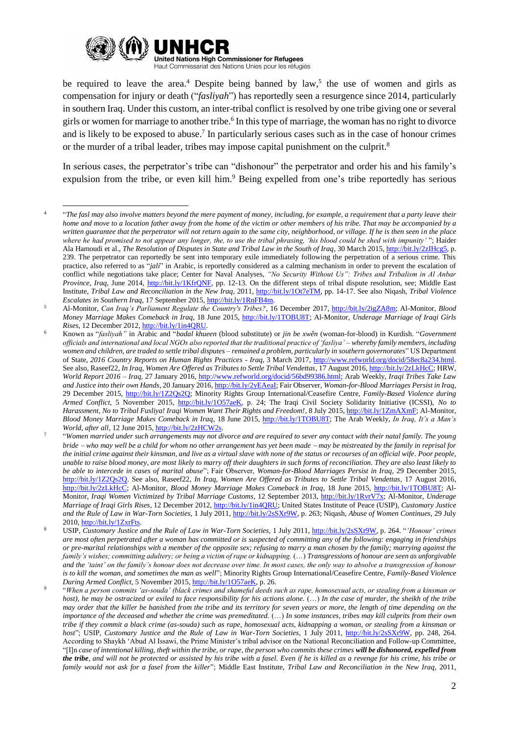be required to leave the area.[4] Despite being banned by law,[5] the use of women and girls as compensation for injury or death ("*fasliyah*") has reportedly seen a resurgence since 2014, particularly in southern Iraq. Under this custom, an inter-tribal conflict is resolved by one tribe giving one or several girls or women for marriage to another tribe.[6] In this type of marriage, the woman has no right to divorce and is likely to be exposed to abuse.[7] In particularly serious cases such as in the case of honour crimes or the murder of a tribal leader, tribes may impose capital punishment on the culprit.[8]

In serious cases, the perpetrator's tribe can "dishonour" the perpetrator and order his and his family's expulsion from the tribe, or even kill him.[9] Being expelled from one's tribe reportedly has serious

---

[4] "*The fasl may also involve matters beyond the mere payment of money, including, for example, a requirement that a party leave their home and move to a location farther away from the home of the victim or other members of his tribe. That may be accompanied by a written guarantee that the perpetrator will not return again to the same city, neighborhood, or village. If he is then seen in the place where he had promised to not appear any longer, the, to use the tribal phrasing, 'his blood could be shed with impunity'* "; Haider Ala Hamoudi et al., *The Resolution of Disputes in State and Tribal Law in the South of Iraq*, 30 March 2015, http://bit.ly/2zIHcg5, p. 239. The perpetrator can reportedly be sent into temporary exile immediately following the perpetration of a serious crime. This practice, also referred to as "*jali*" in Arabic, is reportedly considered as a calming mechanism in order to prevent the escalation of conflict while negotiations take place; Center for Naval Analyses, *"No Security Without Us": Tribes and Tribalism in Al Anbar Province, Iraq*, June 2014, http://bit.ly/1KfrQNF, pp. 12-13. On the different steps of tribal dispute resolution, see; Middle East Institute, *Tribal Law and Reconciliation in the New Iraq*, 2011, http://bit.ly/1Ot7eTM, pp. 14-17. See also Niqash, *Tribal Violence Escalates in Southern Iraq*, 17 September 2015, http://bit.ly/1RnFB4m.

[5] Al-Monitor, *Can Iraq's Parliament Regulate the Country's Tribes?*, 16 December 2017, http://bit.ly/2igZA8m; Al-Monitor, *Blood Money Marriage Makes Comeback in Iraq*, 18 June 2015, http://bit.ly/1TOBU8T; Al-Monitor, *Underage Marriage of Iraqi Girls Rises*, 12 December 2012, http://bit.ly/1in4QRU.

[6] Known as "*fasliyah"* in Arabic and "*badal khueen* (blood substitute) or *jin be xwên* (woman-for-blood) in Kurdish. "*Government officials and international and local NGOs also reported that the traditional practice of 'fasliya' – whereby family members, including women and children, are traded to settle tribal disputes – remained a problem, particularly in southern governorates*" US Department of State, *2016 Country Reports on Human Rights Practices - Iraq*, 3 March 2017, http://www.refworld.org/docid/58ec8a234.html. See also, Raseef22, *In Iraq, Women Are Offered as Tributes to Settle Tribal Vendettas*, 17 August 2016, http://bit.ly/2zLkHcC; HRW, *World Report 2016 – Iraq*, 27 January 2016, http://www.refworld.org/docid/56bd99386.html; Arab Weekly, *Iraqi Tribes Take Law and Justice into their own Hands*, 20 January 2016, http://bit.ly/2yEAeaI; Fair Observer, *Woman-for-Blood Marriages Persist in Iraq*, 29 December 2015, http://bit.ly/1Z2Qs2Q; Minority Rights Group International/Ceasefire Centre, *Family-Based Violence during Armed Conflict*, 5 November 2015, http://bit.ly/1O57aeK, p. 24; The Iraqi Civil Society Solidarity Initiative (ICSSI), *No to Harassment, No to Tribal Fusliya! Iraqi Women Want Their Rights and Freedom!*, 8 July 2015, http://bit.ly/1ZmAXmF; Al-Monitor, *Blood Money Marriage Makes Comeback in Iraq*, 18 June 2015, http://bit.ly/1TOBU8T; The Arab Weekly, *In Iraq, It's a Man's World, after all*, 12 June 2015, http://bit.ly/2zHCW2s.

[7] "*Women married under such arrangements may not divorce and are required to sever any contact with their natal family. The young bride – who may well be a child for whom no other arrangement has yet been made – may be mistreated by the family in reprisal for the initial crime against their kinsman, and live as a virtual slave with none of the status or recourses of an official wife. Poor people, unable to raise blood money, are most likely to marry off their daughters in such forms of reconciliation. They are also least likely to be able to intercede in cases of marital abuse*"; Fair Observer, *Woman-for-Blood Marriages Persist in Iraq*, 29 December 2015, http://bit.ly/1Z2Qs2Q. See also, Raseef22, *In Iraq, Women Are Offered as Tributes to Settle Tribal Vendettas*, 17 August 2016, http://bit.ly/2zLkHcC; Al-Monitor, *Blood Money Marriage Makes Comeback in Iraq*, 18 June 2015, http://bit.ly/1TOBU8T; Al-Monitor, *Iraqi Women Victimized by Tribal Marriage Customs*, 12 September 2013, http://bit.ly/1RvrV7x; Al-Monitor, *Underage Marriage of Iraqi Girls Rises*, 12 December 2012, http://bit.ly/1in4QRU; United States Institute of Peace (USIP), *Customary Justice and the Rule of Law in War-Torn Societies*, 1 July 2011, http://bit.ly/2sSXr9W, p. 263; Niqash, *Abuse of Women Continues*, 29 July 2010, http://bit.ly/1ZxrFts.

[8] USIP, *Customary Justice and the Rule of Law in War-Torn Societies*, 1 July 2011, http://bit.ly/2sSXr9W, p. 264. "*'Honour' crimes are most often perpetrated after a woman has committed or is suspected of committing any of the following: engaging in friendships or pre-marital relationships with a member of the opposite sex; refusing to marry a man chosen by the family; marrying against the family's wishes; committing adultery; or being a victim of rape or kidnapping.* (…) *Transgressions of honour are seen as unforgivable and the 'taint' on the family's honour does not decrease over time. In most cases, the only way to absolve a transgression of honour is to kill the woman, and sometimes the man as well*"; Minority Rights Group International/Ceasefire Centre, *Family-Based Violence During Armed Conflict*, 5 November 2015, http://bit.ly/1O57aeK, p. 26.

[9] "*When a person commits 'as-souda' (black crimes and shameful deeds such as rape, homosexual acts, or stealing from a kinsman or host), he may be ostracized or exiled to face responsibility for his actions alone.* (…) *In the case of murder, the sheikh of the tribe may order that the killer be banished from the tribe and its territory for seven years or more, the length of time depending on the importance of the deceased and whether the crime was premeditated.* (…) *In some instances, tribes may kill culprits from their own tribe if they commit a black crime (as-souda) such as rape, homosexual acts, kidnapping a woman, or stealing from a kinsman or host*"; USIP, *Customary Justice and the Rule of Law in War-Torn Societies*, 1 July 2011, http://bit.ly/2sSXr9W, pp. 248, 264. According to Shaykh 'Abud Al Issawi, the Prime Minister's tribal advisor on the National Reconciliation and Follow-up Committee, "[I]*n case of intentional killing, theft within the tribe, or rape, the person who commits these crimes* ***will be dishonored, expelled from the tribe****, and will not be protected or assisted by his tribe with a fasel. Even if he is killed as a revenge for his crime, his tribe or family would not ask for a fasel from the killer*"; Middle East Institute, *Tribal Law and Reconciliation in the New Iraq*, 2011,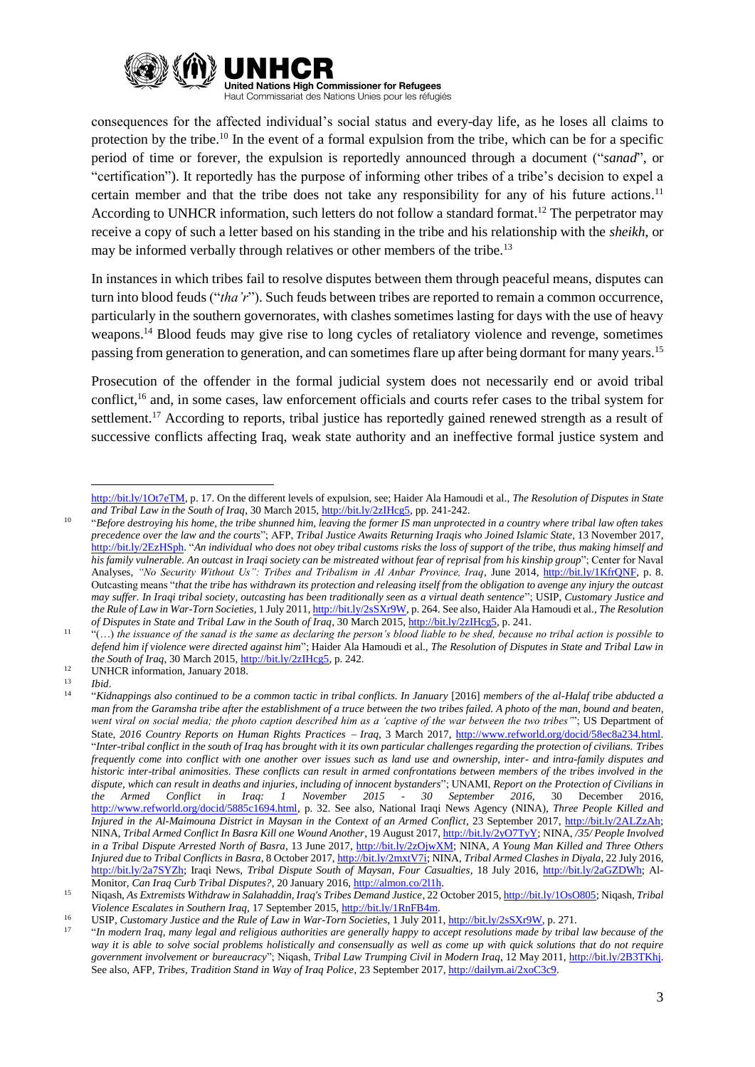consequences for the affected individual's social status and every-day life, as he loses all claims to protection by the tribe.[10] In the event of a formal expulsion from the tribe, which can be for a specific period of time or forever, the expulsion is reportedly announced through a document ("*sanad*", or "certification"). It reportedly has the purpose of informing other tribes of a tribe's decision to expel a certain member and that the tribe does not take any responsibility for any of his future actions.[11] According to UNHCR information, such letters do not follow a standard format.[12] The perpetrator may receive a copy of such a letter based on his standing in the tribe and his relationship with the *sheikh*, or may be informed verbally through relatives or other members of the tribe.[13]

In instances in which tribes fail to resolve disputes between them through peaceful means, disputes can turn into blood feuds ("*tha'r*"). Such feuds between tribes are reported to remain a common occurrence, particularly in the southern governorates, with clashes sometimes lasting for days with the use of heavy weapons.[14] Blood feuds may give rise to long cycles of retaliatory violence and revenge, sometimes passing from generation to generation, and can sometimes flare up after being dormant for many years.[15]

Prosecution of the offender in the formal judicial system does not necessarily end or avoid tribal conflict,[16] and, in some cases, law enforcement officials and courts refer cases to the tribal system for settlement.[17] According to reports, tribal justice has reportedly gained renewed strength as a result of successive conflicts affecting Iraq, weak state authority and an ineffective formal justice system and

---

http://bit.ly/1Ot7eTM, p. 17. On the different levels of expulsion, see; Haider Ala Hamoudi et al., *The Resolution of Disputes in State and Tribal Law in the South of Iraq*, 30 March 2015, http://bit.ly/2zIHcg5, pp. 241-242.

[10] "*Before destroying his home, the tribe shunned him, leaving the former IS man unprotected in a country where tribal law often takes precedence over the law and the courts*"; AFP, *Tribal Justice Awaits Returning Iraqis who Joined Islamic State*, 13 November 2017, http://bit.ly/2EzHSph. "*An individual who does not obey tribal customs risks the loss of support of the tribe, thus making himself and his family vulnerable. An outcast in Iraqi society can be mistreated without fear of reprisal from his kinship group*"; Center for Naval Analyses, *"No Security Without Us": Tribes and Tribalism in Al Anbar Province, Iraq*, June 2014, http://bit.ly/1KfrQNF, p. 8. Outcasting means "*that the tribe has withdrawn its protection and releasing itself from the obligation to avenge any injury the outcast may suffer. In Iraqi tribal society, outcasting has been traditionally seen as a virtual death sentence*"; USIP, *Customary Justice and the Rule of Law in War-Torn Societies*, 1 July 2011, http://bit.ly/2sSXr9W, p. 264. See also, Haider Ala Hamoudi et al., *The Resolution of Disputes in State and Tribal Law in the South of Iraq*, 30 March 2015, http://bit.ly/2zIHcg5, p. 241.

[11] "(…) *the issuance of the sanad is the same as declaring the person's blood liable to be shed, because no tribal action is possible to defend him if violence were directed against him*"; Haider Ala Hamoudi et al., *The Resolution of Disputes in State and Tribal Law in the South of Iraq*, 30 March 2015, http://bit.ly/2zIHcg5, p. 242.

[12] UNHCR information, January 2018.

[13] *Ibid*.

[14] "*Kidnappings also continued to be a common tactic in tribal conflicts. In January* [2016] *members of the al-Halaf tribe abducted a man from the Garamsha tribe after the establishment of a truce between the two tribes failed. A photo of the man, bound and beaten, went viral on social media; the photo caption described him as a 'captive of the war between the two tribes'*"; US Department of State, *2016 Country Reports on Human Rights Practices – Iraq*, 3 March 2017, http://www.refworld.org/docid/58ec8a234.html. "*Inter-tribal conflict in the south of Iraq has brought with it its own particular challenges regarding the protection of civilians. Tribes frequently come into conflict with one another over issues such as land use and ownership, inter- and intra-family disputes and historic inter-tribal animosities. These conflicts can result in armed confrontations between members of the tribes involved in the dispute, which can result in deaths and injuries, including of innocent bystanders*"; UNAMI, *Report on the Protection of Civilians in the Armed Conflict in Iraq: 1 November 2015 - 30 September 2016*, 30 December 2016, http://www.refworld.org/docid/5885c1694.html, p. 32. See also, National Iraqi News Agency (NINA), *Three People Killed and Injured in the Al-Maimouna District in Maysan in the Context of an Armed Conflict*, 23 September 2017, http://bit.ly/2ALZzAh; NINA, *Tribal Armed Conflict In Basra Kill one Wound Another*, 19 August 2017, http://bit.ly/2yO7TyY; NINA, */35/ People Involved in a Tribal Dispute Arrested North of Basra*, 13 June 2017, http://bit.ly/2zOjwXM; NINA, *A Young Man Killed and Three Others Injured due to Tribal Conflicts in Basra*, 8 October 2017, http://bit.ly/2mxtV7i; NINA, *Tribal Armed Clashes in Diyala*, 22 July 2016, http://bit.ly/2a7SYZh; Iraqi News, *Tribal Dispute South of Maysan, Four Casualties*, 18 July 2016, http://bit.ly/2aGZDWh; Al-Monitor, *Can Iraq Curb Tribal Disputes?*, 20 January 2016, http://almon.co/2l1h.

[15] Niqash, *As Extremists Withdraw in Salahaddin, Iraq's Tribes Demand Justice*, 22 October 2015, http://bit.ly/1OsO805; Niqash, *Tribal Violence Escalates in Southern Iraq*, 17 September 2015, http://bit.ly/1RnFB4m.

[16] USIP, *Customary Justice and the Rule of Law in War-Torn Societies*, 1 July 2011, http://bit.ly/2sSXr9W, p. 271.

[17] "*In modern Iraq, many legal and religious authorities are generally happy to accept resolutions made by tribal law because of the way it is able to solve social problems holistically and consensually as well as come up with quick solutions that do not require government involvement or bureaucracy*"; Niqash, *Tribal Law Trumping Civil in Modern Iraq*, 12 May 2011, http://bit.ly/2B3TKhj. See also, AFP, *Tribes, Tradition Stand in Way of Iraq Police*, 23 September 2017, http://dailym.ai/2xoC3c9.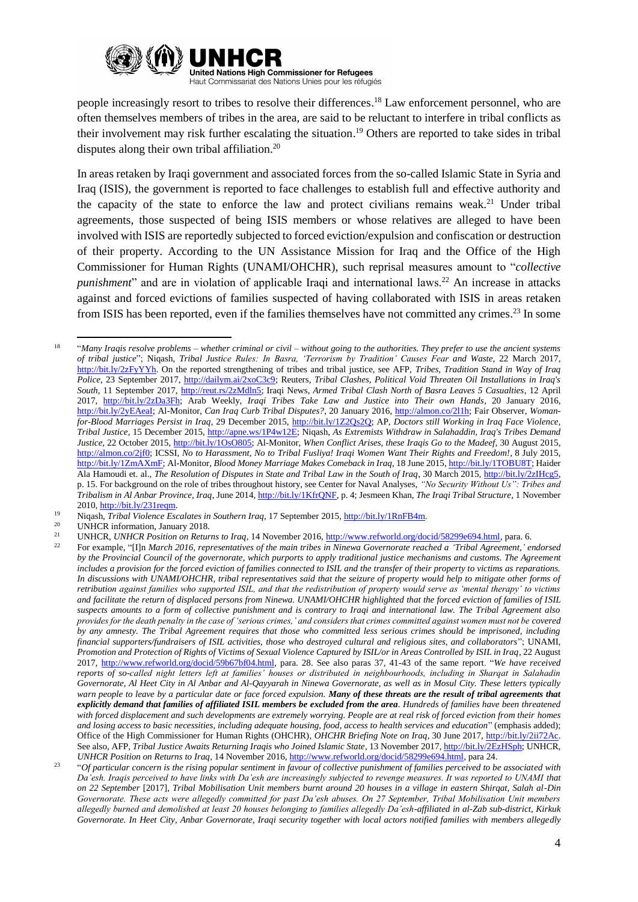people increasingly resort to tribes to resolve their differences.[18] Law enforcement personnel, who are often themselves members of tribes in the area, are said to be reluctant to interfere in tribal conflicts as their involvement may risk further escalating the situation.[19] Others are reported to take sides in tribal disputes along their own tribal affiliation.[20]

In areas retaken by Iraqi government and associated forces from the so-called Islamic State in Syria and Iraq (ISIS), the government is reported to face challenges to establish full and effective authority and the capacity of the state to enforce the law and protect civilians remains weak.[21] Under tribal agreements, those suspected of being ISIS members or whose relatives are alleged to have been involved with ISIS are reportedly subjected to forced eviction/expulsion and confiscation or destruction of their property. According to the UN Assistance Mission for Iraq and the Office of the High Commissioner for Human Rights (UNAMI/OHCHR), such reprisal measures amount to "*collective punishment*" and are in violation of applicable Iraqi and international laws.[22] An increase in attacks against and forced evictions of families suspected of having collaborated with ISIS in areas retaken from ISIS has been reported, even if the families themselves have not committed any crimes.[23] In some

---

[18] "*Many Iraqis resolve problems – whether criminal or civil – without going to the authorities. They prefer to use the ancient systems of tribal justice*"; Niqash, *Tribal Justice Rules: In Basra, 'Terrorism by Tradition' Causes Fear and Waste*, 22 March 2017, http://bit.ly/2zFyYYh. On the reported strengthening of tribes and tribal justice, see AFP, *Tribes, Tradition Stand in Way of Iraq Police*, 23 September 2017, http://dailym.ai/2xoC3c9; Reuters, *Tribal Clashes, Political Void Threaten Oil Installations in Iraq's South*, 11 September 2017, http://reut.rs/2zMdln5; Iraqi News, *Armed Tribal Clash North of Basra Leaves 5 Casualties*, 12 April 2017, http://bit.ly/2zDa3Fh; Arab Weekly, *Iraqi Tribes Take Law and Justice into Their own Hands*, 20 January 2016, http://bit.ly/2yEAeaI; Al-Monitor, *Can Iraq Curb Tribal Disputes?*, 20 January 2016, http://almon.co/2l1h; Fair Observer, *Woman-for-Blood Marriages Persist in Iraq*, 29 December 2015, http://bit.ly/1Z2Qs2Q; AP, *Doctors still Working in Iraq Face Violence, Tribal Justice*, 15 December 2015, http://apne.ws/1P4w12E; Niqash, *As Extremists Withdraw in Salahaddin, Iraq's Tribes Demand Justice*, 22 October 2015, http://bit.ly/1OsO805; Al-Monitor, *When Conflict Arises, these Iraqis Go to the Madeef*, 30 August 2015, http://almon.co/2jf0; ICSSI, *No to Harassment, No to Tribal Fusliya! Iraqi Women Want Their Rights and Freedom!*, 8 July 2015, http://bit.ly/1ZmAXmF; Al-Monitor, *Blood Money Marriage Makes Comeback in Iraq*, 18 June 2015, http://bit.ly/1TOBU8T; Haider Ala Hamoudi et. al., *The Resolution of Disputes in State and Tribal Law in the South of Iraq*, 30 March 2015, http://bit.ly/2zIHcg5, p. 15. For background on the role of tribes throughout history, see Center for Naval Analyses, *"No Security Without Us": Tribes and Tribalism in Al Anbar Province, Iraq*, June 2014, http://bit.ly/1KfrQNF, p. 4; Jesmeen Khan, *The Iraqi Tribal Structure*, 1 November 2010, http://bit.ly/231reqm.

[19] Niqash, *Tribal Violence Escalates in Southern Iraq*, 17 September 2015, http://bit.ly/1RnFB4m.

[20] UNHCR information, January 2018.

[21] UNHCR, *UNHCR Position on Returns to Iraq*, 14 November 2016, http://www.refworld.org/docid/58299e694.html, para. 6.

[22] For example, "[I]n *March 2016, representatives of the main tribes in Ninewa Governorate reached a 'Tribal Agreement,' endorsed by the Provincial Council of the governorate, which purports to apply traditional justice mechanisms and customs. The Agreement includes a provision for the forced eviction of families connected to ISIL and the transfer of their property to victims as reparations. In discussions with UNAMI/OHCHR, tribal representatives said that the seizure of property would help to mitigate other forms of retribution against families who supported ISIL, and that the redistribution of property would serve as 'mental therapy' to victims and facilitate the return of displaced persons from Ninewa. UNAMI/OHCHR highlighted that the forced eviction of families of ISIL suspects amounts to a form of collective punishment and is contrary to Iraqi and international law. The Tribal Agreement also provides for the death penalty in the case of 'serious crimes,' and considers that crimes committed against women must not be covered by any amnesty. The Tribal Agreement requires that those who committed less serious crimes should be imprisoned, including financial supporters/fundraisers of ISIL activities, those who destroyed cultural and religious sites, and collaborators*"; UNAMI, *Promotion and Protection of Rights of Victims of Sexual Violence Captured by ISIL/or in Areas Controlled by ISIL in Iraq*, 22 August 2017, http://www.refworld.org/docid/59b67bf04.html, para. 28. See also paras 37, 41-43 of the same report. "*We have received reports of so-called night letters left at families' houses or distributed in neighbourhoods, including in Sharqat in Salahadin Governorate, Al Heet City in Al Anbar and Al-Qayyarah in Ninewa Governorate, as well as in Mosul City. These letters typically warn people to leave by a particular date or face forced expulsion.* ***Many of these threats are the result of tribal agreements that explicitly demand that families of affiliated ISIL members be excluded from the area****. Hundreds of families have been threatened with forced displacement and such developments are extremely worrying. People are at real risk of forced eviction from their homes and losing access to basic necessities, including adequate housing, food, access to health services and education*" (emphasis added); Office of the High Commissioner for Human Rights (OHCHR), *OHCHR Briefing Note on Iraq*, 30 June 2017, http://bit.ly/2ii72Ac. See also, AFP, *Tribal Justice Awaits Returning Iraqis who Joined Islamic State*, 13 November 2017, http://bit.ly/2EzHSph; UNHCR, *UNHCR Position on Returns to Iraq*, 14 November 2016, http://www.refworld.org/docid/58299e694.html, para 24.

[23] "*Of particular concern is the rising popular sentiment in favour of collective punishment of families perceived to be associated with Da'esh. Iraqis perceived to have links with Da'esh are increasingly subjected to revenge measures. It was reported to UNAMI that on 22 September* [2017], *Tribal Mobilisation Unit members burnt around 20 houses in a village in eastern Shirqat, Salah al-Din Governorate. These acts were allegedly committed for past Da'esh abuses. On 27 September, Tribal Mobilisation Unit members allegedly burned and demolished at least 20 houses belonging to families allegedly Da'esh-affiliated in al-Zab sub-district, Kirkuk Governorate. In Heet City, Anbar Governorate, Iraqi security together with local actors notified families with members allegedly*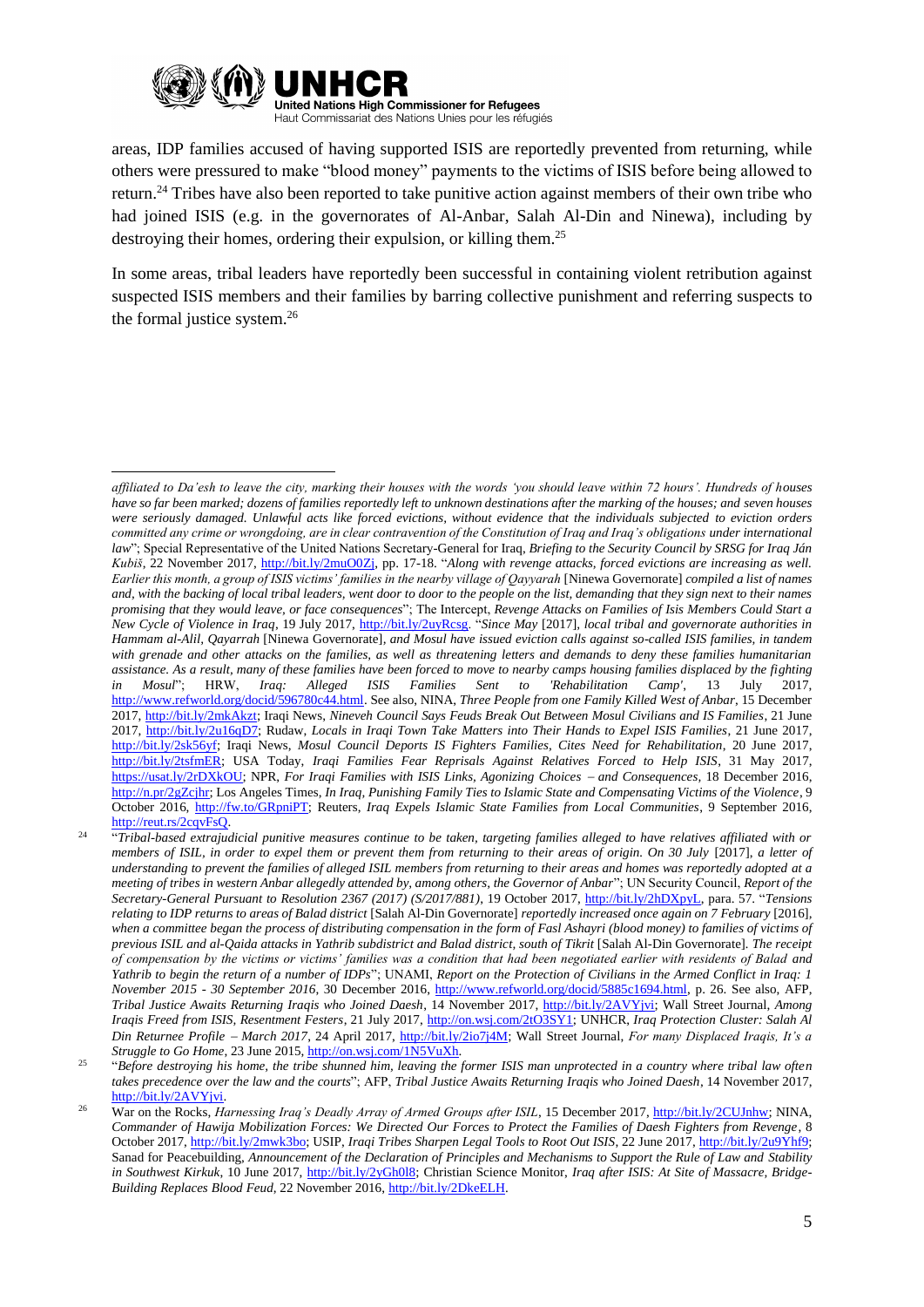areas, IDP families accused of having supported ISIS are reportedly prevented from returning, while others were pressured to make "blood money" payments to the victims of ISIS before being allowed to return.[24] Tribes have also been reported to take punitive action against members of their own tribe who had joined ISIS (e.g. in the governorates of Al-Anbar, Salah Al-Din and Ninewa), including by destroying their homes, ordering their expulsion, or killing them.[25]

In some areas, tribal leaders have reportedly been successful in containing violent retribution against suspected ISIS members and their families by barring collective punishment and referring suspects to the formal justice system.[26]

---

*affiliated to Da'esh to leave the city, marking their houses with the words 'you should leave within 72 hours'. Hundreds of houses have so far been marked; dozens of families reportedly left to unknown destinations after the marking of the houses; and seven houses were seriously damaged. Unlawful acts like forced evictions, without evidence that the individuals subjected to eviction orders committed any crime or wrongdoing, are in clear contravention of the Constitution of Iraq and Iraq's obligations under international law*"; Special Representative of the United Nations Secretary-General for Iraq, *Briefing to the Security Council by SRSG for Iraq Ján Kubiš*, 22 November 2017, http://bit.ly/2muO0Zj, pp. 17-18. "*Along with revenge attacks, forced evictions are increasing as well. Earlier this month, a group of ISIS victims' families in the nearby village of Qayyarah* [Ninewa Governorate] *compiled a list of names and, with the backing of local tribal leaders, went door to door to the people on the list, demanding that they sign next to their names promising that they would leave, or face consequences*"; The Intercept, *Revenge Attacks on Families of Isis Members Could Start a New Cycle of Violence in Iraq*, 19 July 2017, http://bit.ly/2uyRcsg. "*Since May* [2017]*, local tribal and governorate authorities in Hammam al-Alil, Qayarrah* [Ninewa Governorate]*, and Mosul have issued eviction calls against so-called ISIS families, in tandem with grenade and other attacks on the families, as well as threatening letters and demands to deny these families humanitarian assistance. As a result, many of these families have been forced to move to nearby camps housing families displaced by the fighting in Mosul*"; HRW, *Iraq: Alleged ISIS Families Sent to 'Rehabilitation Camp'*, 13 July 2017, http://www.refworld.org/docid/596780c44.html. See also, NINA, *Three People from one Family Killed West of Anbar*, 15 December 2017, http://bit.ly/2mkAkzt; Iraqi News, *Nineveh Council Says Feuds Break Out Between Mosul Civilians and IS Families*, 21 June 2017, http://bit.ly/2u16qD7; Rudaw, *Locals in Iraqi Town Take Matters into Their Hands to Expel ISIS Families*, 21 June 2017, http://bit.ly/2sk56yf; Iraqi News, *Mosul Council Deports IS Fighters Families, Cites Need for Rehabilitation*, 20 June 2017, http://bit.ly/2tsfmER; USA Today, *Iraqi Families Fear Reprisals Against Relatives Forced to Help ISIS*, 31 May 2017, https://usat.ly/2rDXkOU; NPR, *For Iraqi Families with ISIS Links, Agonizing Choices – and Consequences*, 18 December 2016, http://n.pr/2gZcjhr; Los Angeles Times, *In Iraq, Punishing Family Ties to Islamic State and Compensating Victims of the Violence*, 9 October 2016, http://fw.to/GRpniPT; Reuters, *Iraq Expels Islamic State Families from Local Communities*, 9 September 2016, http://reut.rs/2cqvFsQ.

[24] "*Tribal-based extrajudicial punitive measures continue to be taken, targeting families alleged to have relatives affiliated with or members of ISIL, in order to expel them or prevent them from returning to their areas of origin. On 30 July* [2017]*, a letter of understanding to prevent the families of alleged ISIL members from returning to their areas and homes was reportedly adopted at a meeting of tribes in western Anbar allegedly attended by, among others, the Governor of Anbar*"; UN Security Council, *Report of the Secretary-General Pursuant to Resolution 2367 (2017) (S/2017/881)*, 19 October 2017, http://bit.ly/2hDXpyL, para. 57. "*Tensions relating to IDP returns to areas of Balad district* [Salah Al-Din Governorate] *reportedly increased once again on 7 February* [2016]*, when a committee began the process of distributing compensation in the form of Fasl Ashayri (blood money) to families of victims of previous ISIL and al-Qaida attacks in Yathrib subdistrict and Balad district, south of Tikrit* [Salah Al-Din Governorate]*. The receipt of compensation by the victims or victims' families was a condition that had been negotiated earlier with residents of Balad and Yathrib to begin the return of a number of IDPs*"; UNAMI, *Report on the Protection of Civilians in the Armed Conflict in Iraq: 1 November 2015 - 30 September 2016*, 30 December 2016, http://www.refworld.org/docid/5885c1694.html, p. 26. See also, AFP, *Tribal Justice Awaits Returning Iraqis who Joined Daesh*, 14 November 2017, http://bit.ly/2AVYjvi; Wall Street Journal, *Among Iraqis Freed from ISIS, Resentment Festers*, 21 July 2017, http://on.wsj.com/2tO3SY1; UNHCR, *Iraq Protection Cluster: Salah Al Din Returnee Profile – March 2017*, 24 April 2017, http://bit.ly/2io7j4M; Wall Street Journal, *For many Displaced Iraqis, It's a Struggle to Go Home*, 23 June 2015, http://on.wsj.com/1N5VuXh.

[25] "*Before destroying his home, the tribe shunned him, leaving the former ISIS man unprotected in a country where tribal law often takes precedence over the law and the courts*"; AFP, *Tribal Justice Awaits Returning Iraqis who Joined Daesh*, 14 November 2017, http://bit.ly/2AVYjvi.

[26] War on the Rocks, *Harnessing Iraq's Deadly Array of Armed Groups after ISIL*, 15 December 2017, http://bit.ly/2CUJnhw; NINA, *Commander of Hawija Mobilization Forces: We Directed Our Forces to Protect the Families of Daesh Fighters from Revenge*, 8 October 2017, http://bit.ly/2mwk3bo; USIP, *Iraqi Tribes Sharpen Legal Tools to Root Out ISIS*, 22 June 2017, http://bit.ly/2u9Yhf9; Sanad for Peacebuilding, *Announcement of the Declaration of Principles and Mechanisms to Support the Rule of Law and Stability in Southwest Kirkuk*, 10 June 2017, http://bit.ly/2yGh0l8; Christian Science Monitor, *Iraq after ISIS: At Site of Massacre, Bridge-Building Replaces Blood Feud*, 22 November 2016, http://bit.ly/2DkeELH.